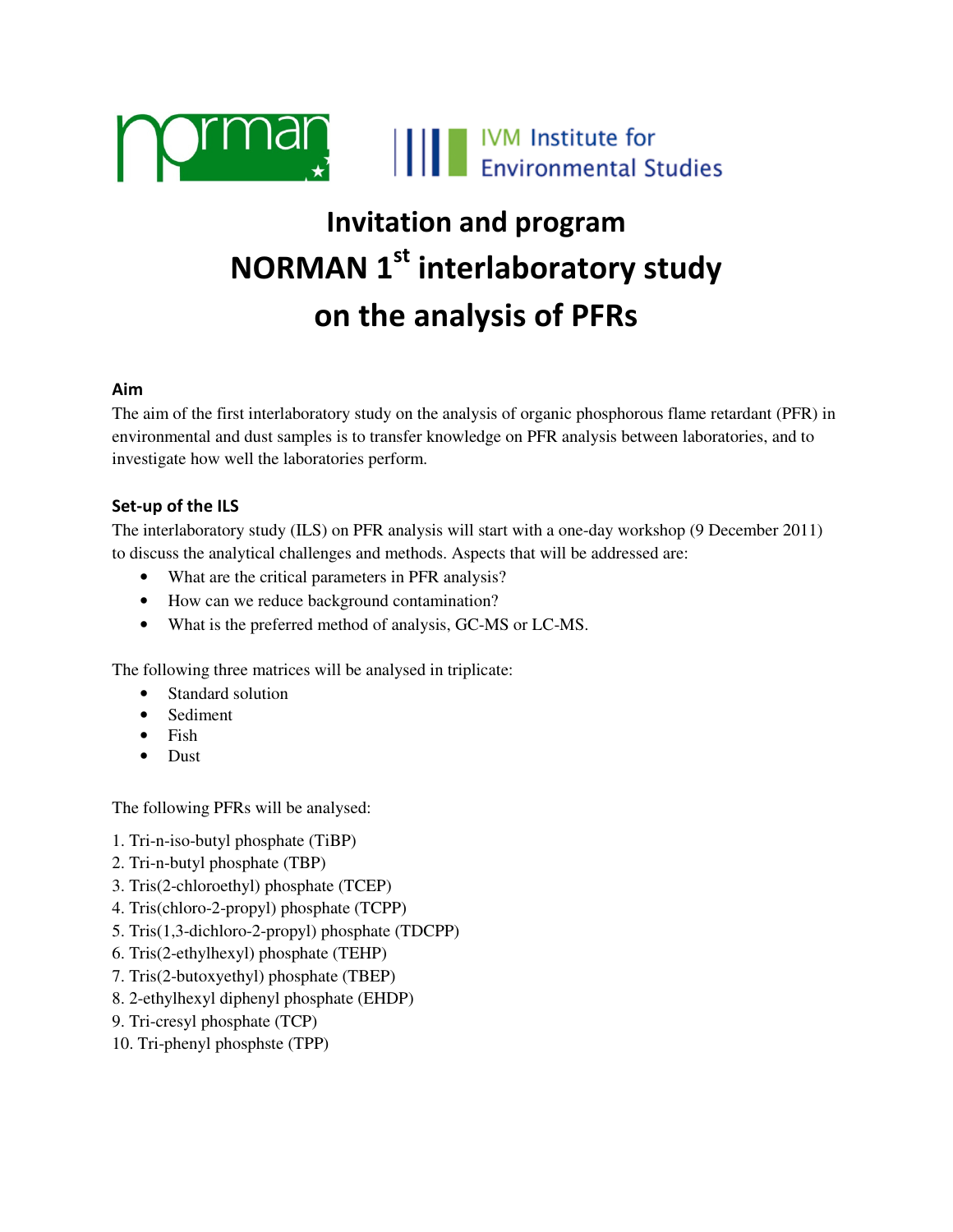# Invitation and program NORMAN 1st interlaboratory study on the analysis of PFRs

### Aim

The aim of the first interlaboratory study on the analysis of organic phosphorous flame retardant (PFR) in environmental and dust samples is to transfer knowledge on PFR analysis between laboratories, and to investigate how well the laboratories perform.

### Set-up of the ILS

The interlaboratory study (ILS) on PFR analysis will start with a one-day workshop (9 December 2011) to discuss the analytical challenges and methods. Aspects that will be addressed are:

- What are the critical parameters in PFR analysis?
- How can we reduce background contamination?
- What is the preferred method of analysis, GC-MS or LC-MS.

The following three matrices will be analysed in triplicate:

- Standard solution
- Sediment
- Fish
- Dust

The following PFRs will be analysed:

1. Tri-n-iso-butyl phosphate (TiBP)
2. Tri-n-butyl phosphate (TBP)
3. Tris(2-chloroethyl) phosphate (TCEP)
4. Tris(chloro-2-propyl) phosphate (TCPP)
5. Tris(1,3-dichloro-2-propyl) phosphate (TDCPP)
6. Tris(2-ethylhexyl) phosphate (TEHP)
7. Tris(2-butoxyethyl) phosphate (TBEP)
8. 2-ethylhexyl diphenyl phosphate (EHDP)
9. Tri-cresyl phosphate (TCP)
10. Tri-phenyl phosphste (TPP)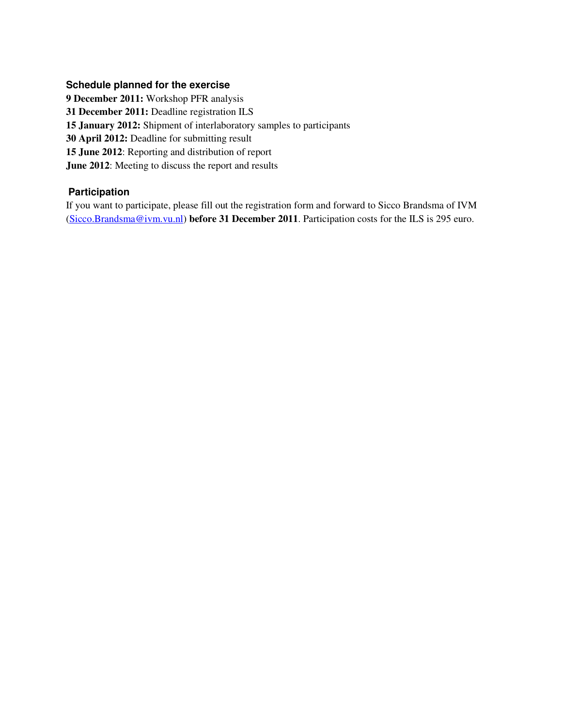### Schedule planned for the exercise

**9 December 2011:** Workshop PFR analysis
**31 December 2011:** Deadline registration ILS
**15 January 2012:** Shipment of interlaboratory samples to participants
**30 April 2012:** Deadline for submitting result
**15 June 2012**: Reporting and distribution of report
**June 2012**: Meeting to discuss the report and results

### Participation

If you want to participate, please fill out the registration form and forward to Sicco Brandsma of IVM (Sicco.Brandsma@ivm.vu.nl) **before 31 December 2011**. Participation costs for the ILS is 295 euro.